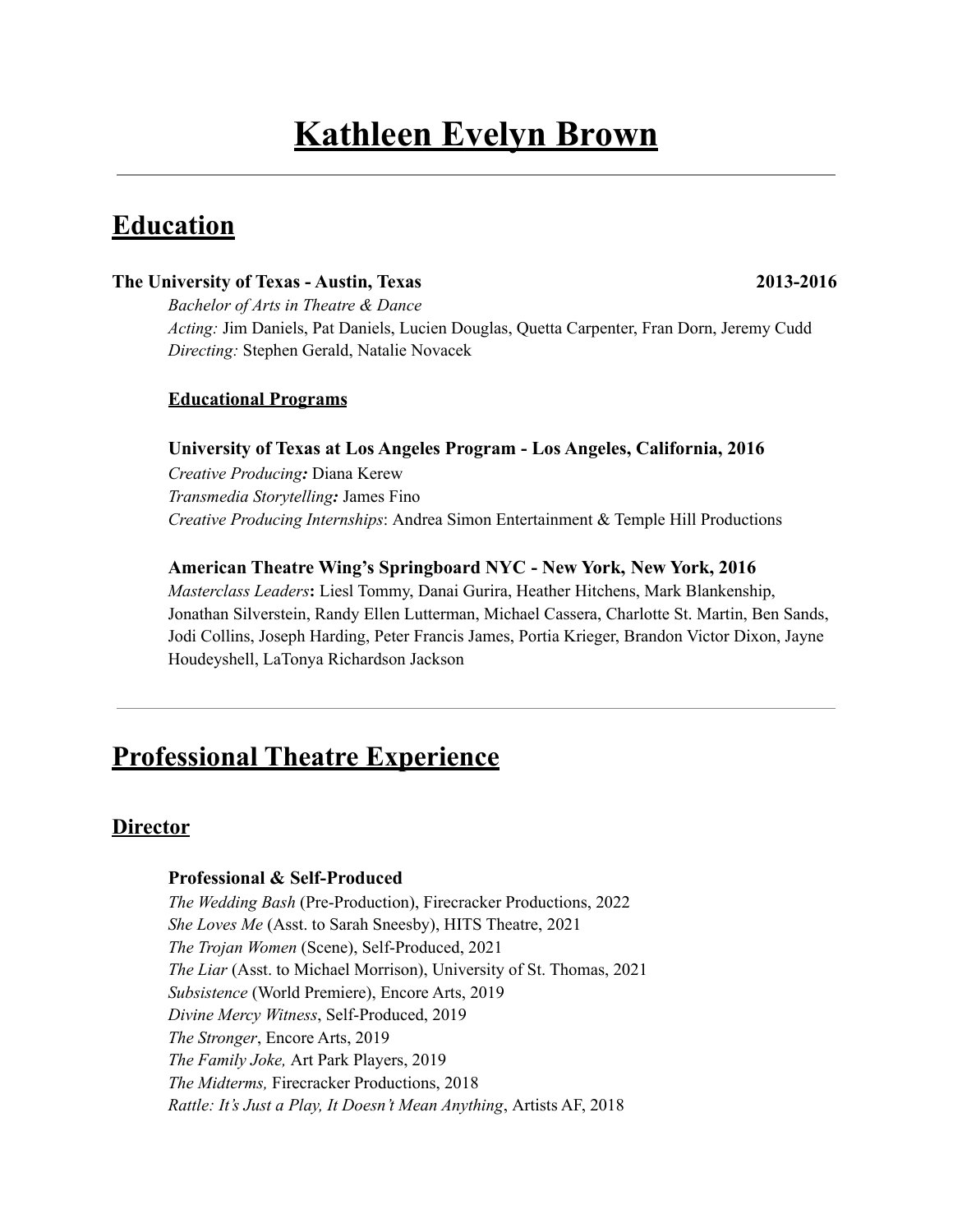# Kathleen Evelyn Brown

---

## Education

**The University of Texas - Austin, Texas** **2013-2016**

*Bachelor of Arts in Theatre & Dance*
*Acting:* Jim Daniels, Pat Daniels, Lucien Douglas, Quetta Carpenter, Fran Dorn, Jeremy Cudd
*Directing:* Stephen Gerald, Natalie Novacek

**Educational Programs**

**University of Texas at Los Angeles Program - Los Angeles, California, 2016**
*Creative Producing:* Diana Kerew
*Transmedia Storytelling:* James Fino
*Creative Producing Internships*: Andrea Simon Entertainment & Temple Hill Productions

**American Theatre Wing's Springboard NYC - New York, New York, 2016**
*Masterclass Leaders***:** Liesl Tommy, Danai Gurira, Heather Hitchens, Mark Blankenship, Jonathan Silverstein, Randy Ellen Lutterman, Michael Cassera, Charlotte St. Martin, Ben Sands, Jodi Collins, Joseph Harding, Peter Francis James, Portia Krieger, Brandon Victor Dixon, Jayne Houdeyshell, LaTonya Richardson Jackson

---

## Professional Theatre Experience

### Director

**Professional & Self-Produced**
*The Wedding Bash* (Pre-Production), Firecracker Productions, 2022
*She Loves Me* (Asst. to Sarah Sneesby), HITS Theatre, 2021
*The Trojan Women* (Scene), Self-Produced, 2021
*The Liar* (Asst. to Michael Morrison), University of St. Thomas, 2021
*Subsistence* (World Premiere), Encore Arts, 2019
*Divine Mercy Witness*, Self-Produced, 2019
*The Stronger*, Encore Arts, 2019
*The Family Joke,* Art Park Players, 2019
*The Midterms,* Firecracker Productions, 2018
*Rattle: It's Just a Play, It Doesn't Mean Anything*, Artists AF, 2018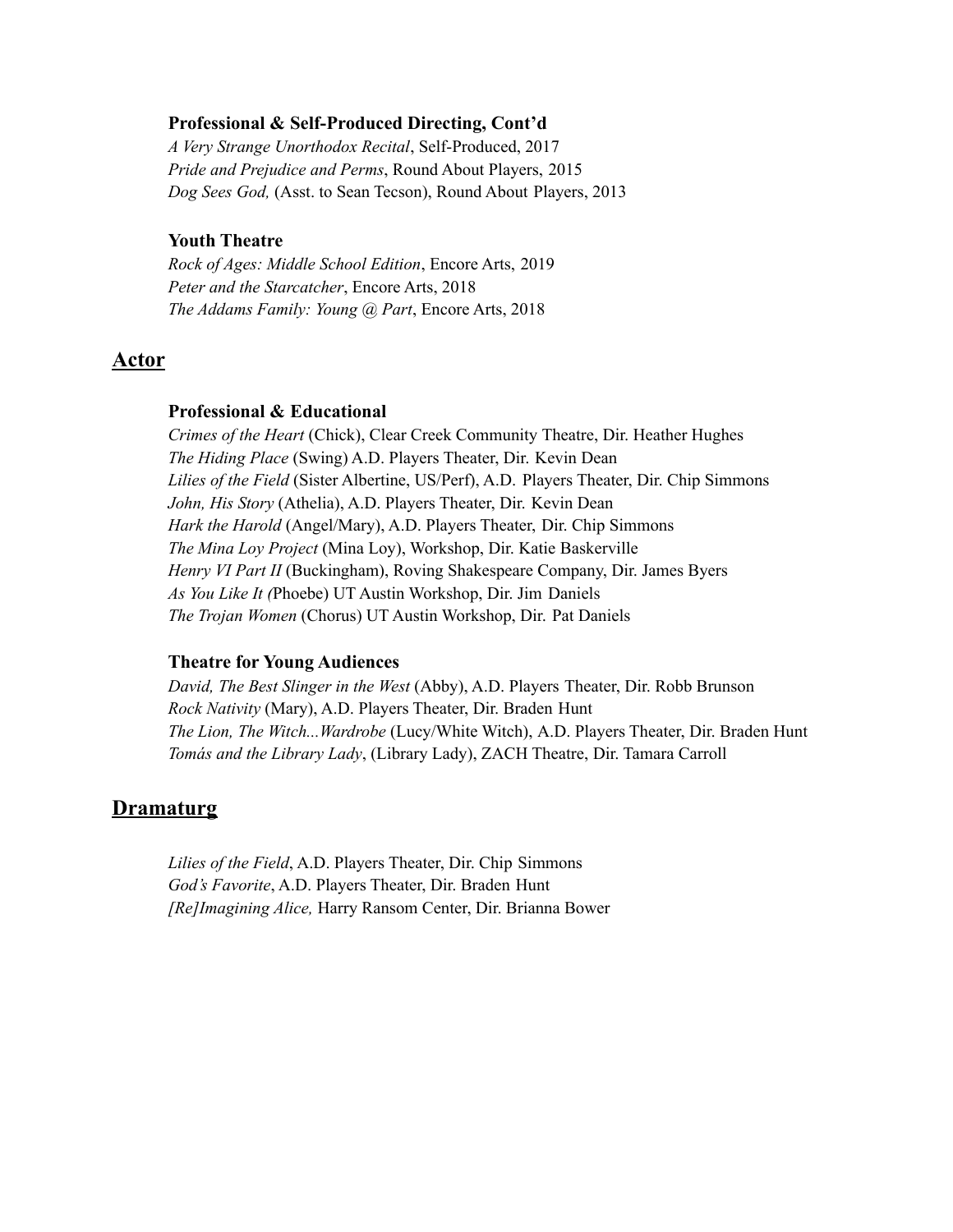### Professional & Self-Produced Directing, Cont'd

*A Very Strange Unorthodox Recital*, Self-Produced, 2017
*Pride and Prejudice and Perms*, Round About Players, 2015
*Dog Sees God,* (Asst. to Sean Tecson), Round About Players, 2013

### Youth Theatre

*Rock of Ages: Middle School Edition*, Encore Arts, 2019
*Peter and the Starcatcher*, Encore Arts, 2018
*The Addams Family: Young @ Part*, Encore Arts, 2018

## Actor

### Professional & Educational

*Crimes of the Heart* (Chick), Clear Creek Community Theatre, Dir. Heather Hughes
*The Hiding Place* (Swing) A.D. Players Theater, Dir. Kevin Dean
*Lilies of the Field* (Sister Albertine, US/Perf), A.D. Players Theater, Dir. Chip Simmons
*John, His Story* (Athelia), A.D. Players Theater, Dir. Kevin Dean
*Hark the Harold* (Angel/Mary), A.D. Players Theater, Dir. Chip Simmons
*The Mina Loy Project* (Mina Loy), Workshop, Dir. Katie Baskerville
*Henry VI Part II* (Buckingham), Roving Shakespeare Company, Dir. James Byers
*As You Like It (*Phoebe) UT Austin Workshop, Dir. Jim Daniels
*The Trojan Women* (Chorus) UT Austin Workshop, Dir. Pat Daniels

### Theatre for Young Audiences

*David, The Best Slinger in the West* (Abby), A.D. Players Theater, Dir. Robb Brunson
*Rock Nativity* (Mary), A.D. Players Theater, Dir. Braden Hunt
*The Lion, The Witch...Wardrobe* (Lucy/White Witch), A.D. Players Theater, Dir. Braden Hunt
*Tomás and the Library Lady*, (Library Lady), ZACH Theatre, Dir. Tamara Carroll

## Dramaturg

*Lilies of the Field*, A.D. Players Theater, Dir. Chip Simmons
*God's Favorite*, A.D. Players Theater, Dir. Braden Hunt
*[Re]Imagining Alice,* Harry Ransom Center, Dir. Brianna Bower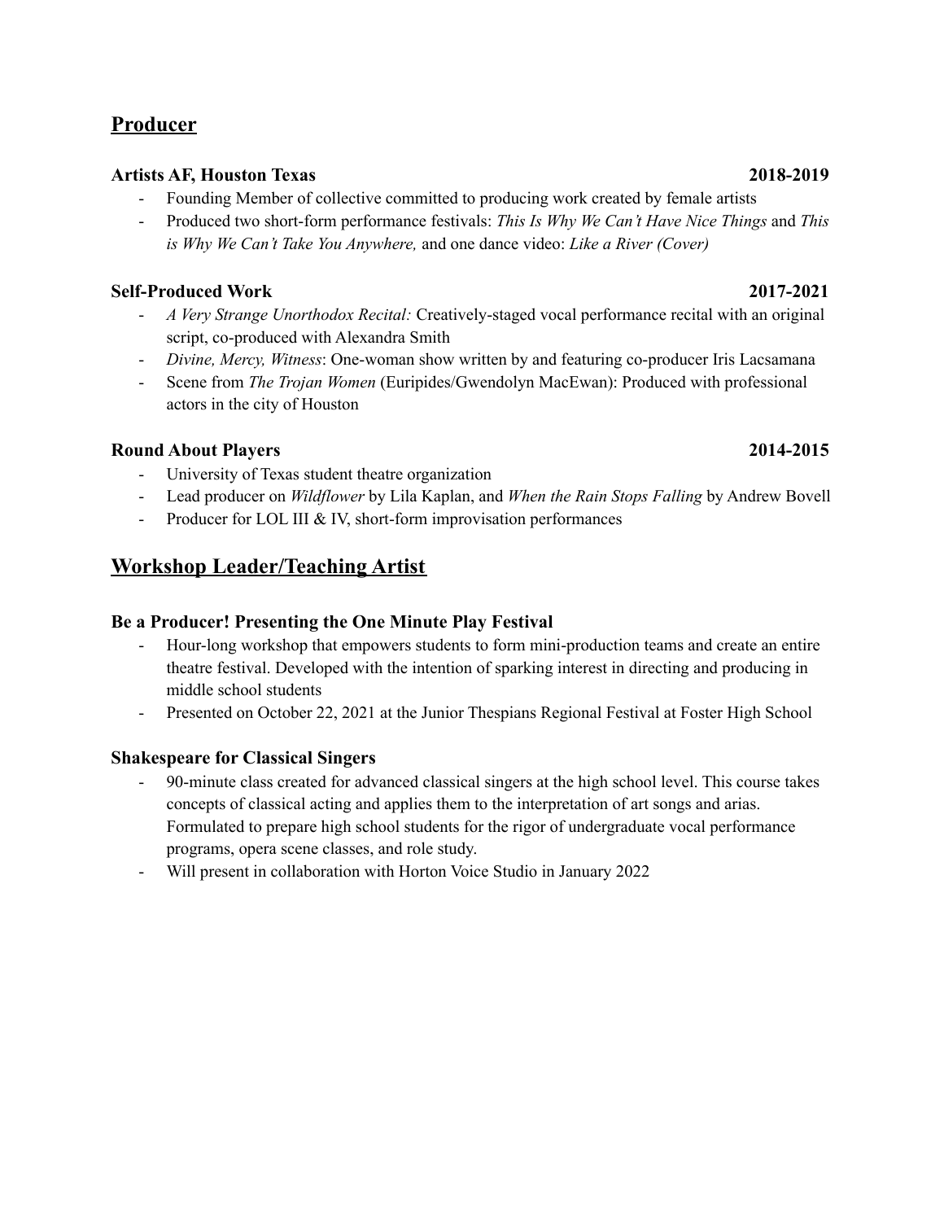## Producer

**Artists AF, Houston Texas** **2018-2019**

- Founding Member of collective committed to producing work created by female artists
- Produced two short-form performance festivals: *This Is Why We Can't Have Nice Things* and *This is Why We Can't Take You Anywhere,* and one dance video: *Like a River (Cover)*

**Self-Produced Work** **2017-2021**

- *A Very Strange Unorthodox Recital:* Creatively-staged vocal performance recital with an original script, co-produced with Alexandra Smith
- *Divine, Mercy, Witness*: One-woman show written by and featuring co-producer Iris Lacsamana
- Scene from *The Trojan Women* (Euripides/Gwendolyn MacEwan): Produced with professional actors in the city of Houston

**Round About Players** **2014-2015**

- University of Texas student theatre organization
- Lead producer on *Wildflower* by Lila Kaplan, and *When the Rain Stops Falling* by Andrew Bovell
- Producer for LOL III & IV, short-form improvisation performances

## Workshop Leader/Teaching Artist

**Be a Producer! Presenting the One Minute Play Festival**

- Hour-long workshop that empowers students to form mini-production teams and create an entire theatre festival. Developed with the intention of sparking interest in directing and producing in middle school students
- Presented on October 22, 2021 at the Junior Thespians Regional Festival at Foster High School

**Shakespeare for Classical Singers**

- 90-minute class created for advanced classical singers at the high school level. This course takes concepts of classical acting and applies them to the interpretation of art songs and arias. Formulated to prepare high school students for the rigor of undergraduate vocal performance programs, opera scene classes, and role study.
- Will present in collaboration with Horton Voice Studio in January 2022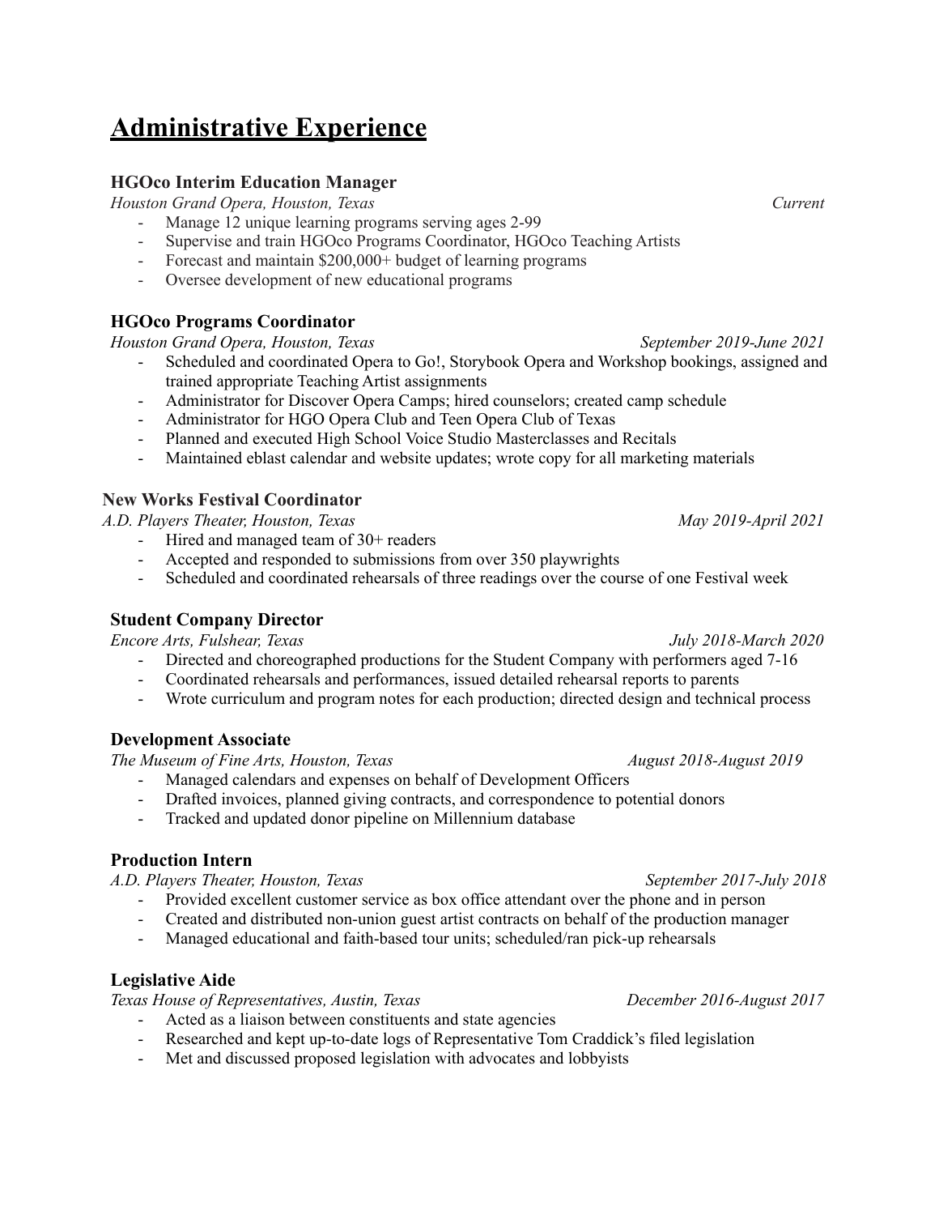# Administrative Experience

### HGOco Interim Education Manager

*Houston Grand Opera, Houston, Texas* — *Current*

- Manage 12 unique learning programs serving ages 2-99
- Supervise and train HGOco Programs Coordinator, HGOco Teaching Artists
- Forecast and maintain $200,000+ budget of learning programs
- Oversee development of new educational programs

### HGOco Programs Coordinator

*Houston Grand Opera, Houston, Texas* — *September 2019-June 2021*

- Scheduled and coordinated Opera to Go!, Storybook Opera and Workshop bookings, assigned and trained appropriate Teaching Artist assignments
- Administrator for Discover Opera Camps; hired counselors; created camp schedule
- Administrator for HGO Opera Club and Teen Opera Club of Texas
- Planned and executed High School Voice Studio Masterclasses and Recitals
- Maintained eblast calendar and website updates; wrote copy for all marketing materials

### New Works Festival Coordinator

*A.D. Players Theater, Houston, Texas* — *May 2019-April 2021*

- Hired and managed team of 30+ readers
- Accepted and responded to submissions from over 350 playwrights
- Scheduled and coordinated rehearsals of three readings over the course of one Festival week

### Student Company Director

*Encore Arts, Fulshear, Texas* — *July 2018-March 2020*

- Directed and choreographed productions for the Student Company with performers aged 7-16
- Coordinated rehearsals and performances, issued detailed rehearsal reports to parents
- Wrote curriculum and program notes for each production; directed design and technical process

### Development Associate

*The Museum of Fine Arts, Houston, Texas* — *August 2018-August 2019*

- Managed calendars and expenses on behalf of Development Officers
- Drafted invoices, planned giving contracts, and correspondence to potential donors
- Tracked and updated donor pipeline on Millennium database

### Production Intern

*A.D. Players Theater, Houston, Texas* — *September 2017-July 2018*

- Provided excellent customer service as box office attendant over the phone and in person
- Created and distributed non-union guest artist contracts on behalf of the production manager
- Managed educational and faith-based tour units; scheduled/ran pick-up rehearsals

### Legislative Aide

*Texas House of Representatives, Austin, Texas* — *December 2016-August 2017*

- Acted as a liaison between constituents and state agencies
- Researched and kept up-to-date logs of Representative Tom Craddick's filed legislation
- Met and discussed proposed legislation with advocates and lobbyists